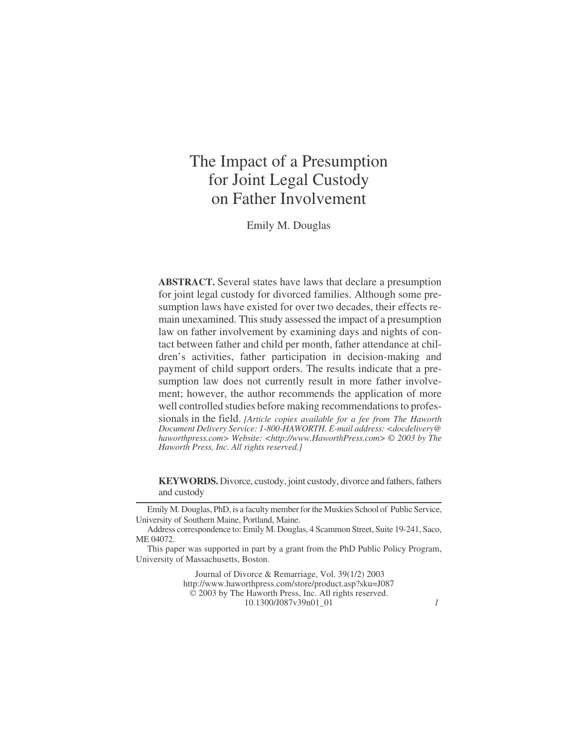# The Impact of a Presumption for Joint Legal Custody on Father Involvement

Emily M. Douglas

**ABSTRACT.** Several states have laws that declare a presumption for joint legal custody for divorced families. Although some presumption laws have existed for over two decades, their effects remain unexamined. This study assessed the impact of a presumption law on father involvement by examining days and nights of contact between father and child per month, father attendance at children's activities, father participation in decision-making and payment of child support orders. The results indicate that a presumption law does not currently result in more father involvement; however, the author recommends the application of more well controlled studies before making recommendations to professionals in the field. *[Article copies available for a fee from The Haworth Document Delivery Service: 1-800-HAWORTH. E-mail address: <docdelivery@haworthpress.com> Website: <http://www.HaworthPress.com> © 2003 by The Haworth Press, Inc. All rights reserved.]*

**KEYWORDS.** Divorce, custody, joint custody, divorce and fathers, fathers and custody

---

Emily M. Douglas, PhD, is a faculty member for the Muskies School of Public Service, University of Southern Maine, Portland, Maine.

Address correspondence to: Emily M. Douglas, 4 Scammon Street, Suite 19-241, Saco, ME 04072.

This paper was supported in part by a grant from the PhD Public Policy Program, University of Massachusetts, Boston.

Journal of Divorce & Remarriage, Vol. 39(1/2) 2003
http://www.haworthpress.com/store/product.asp?sku=J087
© 2003 by The Haworth Press, Inc. All rights reserved.
10.1300/J087v39n01_01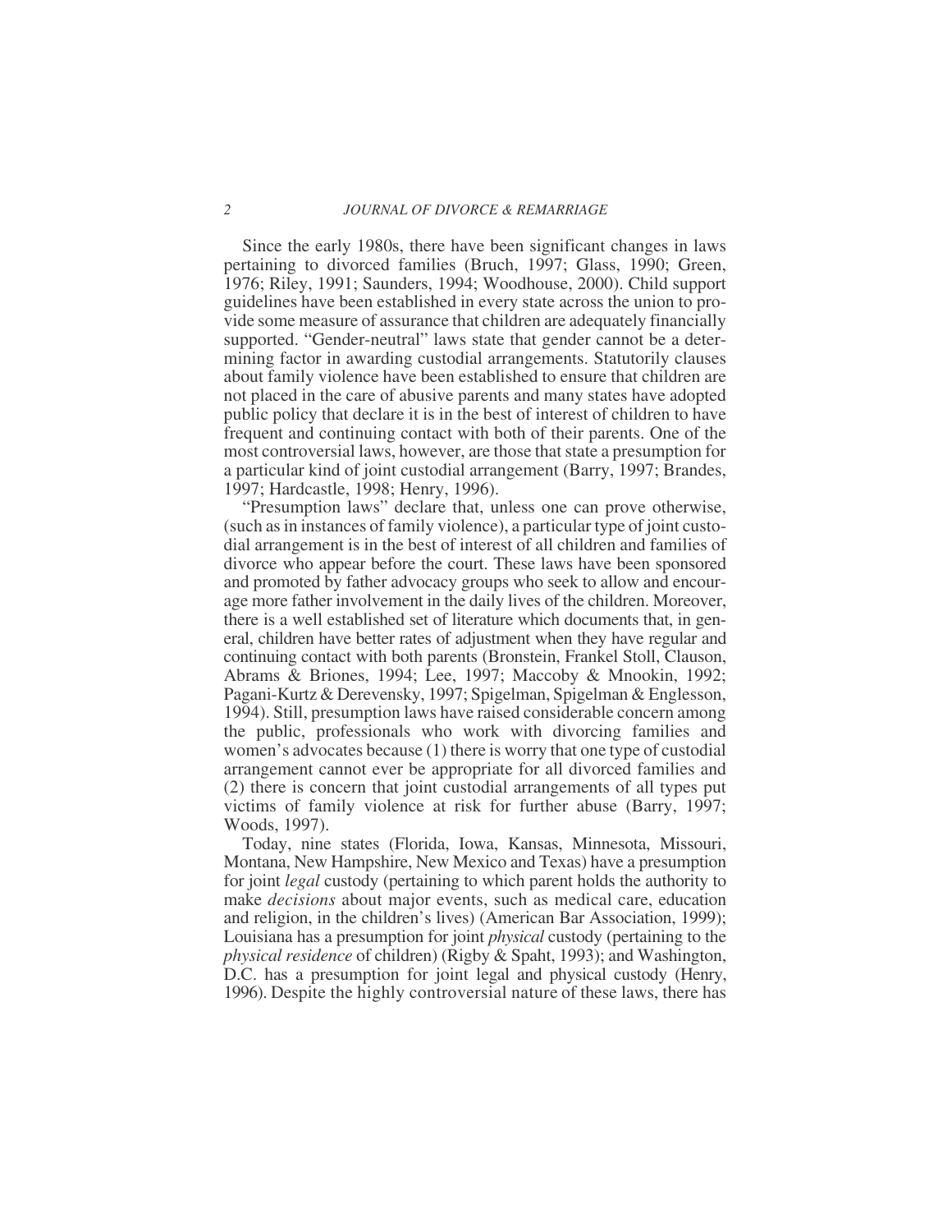Since the early 1980s, there have been significant changes in laws pertaining to divorced families (Bruch, 1997; Glass, 1990; Green, 1976; Riley, 1991; Saunders, 1994; Woodhouse, 2000). Child support guidelines have been established in every state across the union to provide some measure of assurance that children are adequately financially supported. "Gender-neutral" laws state that gender cannot be a determining factor in awarding custodial arrangements. Statutorily clauses about family violence have been established to ensure that children are not placed in the care of abusive parents and many states have adopted public policy that declare it is in the best of interest of children to have frequent and continuing contact with both of their parents. One of the most controversial laws, however, are those that state a presumption for a particular kind of joint custodial arrangement (Barry, 1997; Brandes, 1997; Hardcastle, 1998; Henry, 1996).

"Presumption laws" declare that, unless one can prove otherwise, (such as in instances of family violence), a particular type of joint custodial arrangement is in the best of interest of all children and families of divorce who appear before the court. These laws have been sponsored and promoted by father advocacy groups who seek to allow and encourage more father involvement in the daily lives of the children. Moreover, there is a well established set of literature which documents that, in general, children have better rates of adjustment when they have regular and continuing contact with both parents (Bronstein, Frankel Stoll, Clauson, Abrams & Briones, 1994; Lee, 1997; Maccoby & Mnookin, 1992; Pagani-Kurtz & Derevensky, 1997; Spigelman, Spigelman & Englesson, 1994). Still, presumption laws have raised considerable concern among the public, professionals who work with divorcing families and women's advocates because (1) there is worry that one type of custodial arrangement cannot ever be appropriate for all divorced families and (2) there is concern that joint custodial arrangements of all types put victims of family violence at risk for further abuse (Barry, 1997; Woods, 1997).

Today, nine states (Florida, Iowa, Kansas, Minnesota, Missouri, Montana, New Hampshire, New Mexico and Texas) have a presumption for joint *legal* custody (pertaining to which parent holds the authority to make *decisions* about major events, such as medical care, education and religion, in the children's lives) (American Bar Association, 1999); Louisiana has a presumption for joint *physical* custody (pertaining to the *physical residence* of children) (Rigby & Spaht, 1993); and Washington, D.C. has a presumption for joint legal and physical custody (Henry, 1996). Despite the highly controversial nature of these laws, there has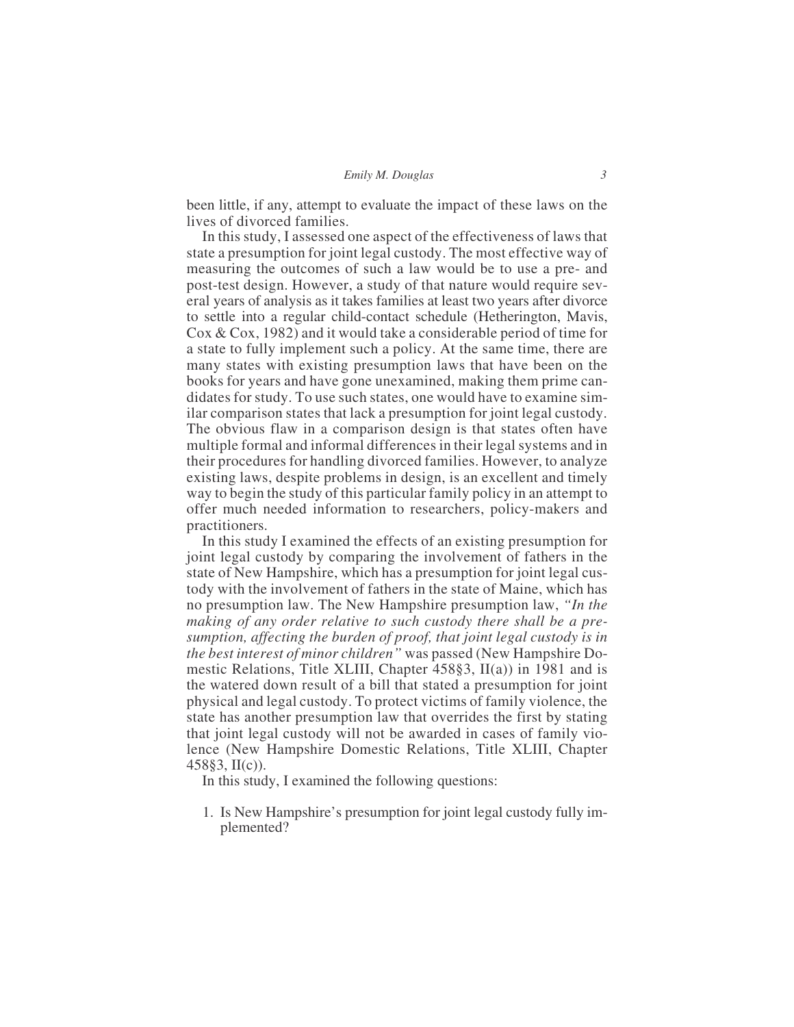been little, if any, attempt to evaluate the impact of these laws on the lives of divorced families.

In this study, I assessed one aspect of the effectiveness of laws that state a presumption for joint legal custody. The most effective way of measuring the outcomes of such a law would be to use a pre- and post-test design. However, a study of that nature would require several years of analysis as it takes families at least two years after divorce to settle into a regular child-contact schedule (Hetherington, Mavis, Cox & Cox, 1982) and it would take a considerable period of time for a state to fully implement such a policy. At the same time, there are many states with existing presumption laws that have been on the books for years and have gone unexamined, making them prime candidates for study. To use such states, one would have to examine similar comparison states that lack a presumption for joint legal custody. The obvious flaw in a comparison design is that states often have multiple formal and informal differences in their legal systems and in their procedures for handling divorced families. However, to analyze existing laws, despite problems in design, is an excellent and timely way to begin the study of this particular family policy in an attempt to offer much needed information to researchers, policy-makers and practitioners.

In this study I examined the effects of an existing presumption for joint legal custody by comparing the involvement of fathers in the state of New Hampshire, which has a presumption for joint legal custody with the involvement of fathers in the state of Maine, which has no presumption law. The New Hampshire presumption law, *"In the making of any order relative to such custody there shall be a presumption, affecting the burden of proof, that joint legal custody is in the best interest of minor children"* was passed (New Hampshire Domestic Relations, Title XLIII, Chapter 458§3, II(a)) in 1981 and is the watered down result of a bill that stated a presumption for joint physical and legal custody. To protect victims of family violence, the state has another presumption law that overrides the first by stating that joint legal custody will not be awarded in cases of family violence (New Hampshire Domestic Relations, Title XLIII, Chapter 458§3, II(c)).

In this study, I examined the following questions:

1. Is New Hampshire's presumption for joint legal custody fully implemented?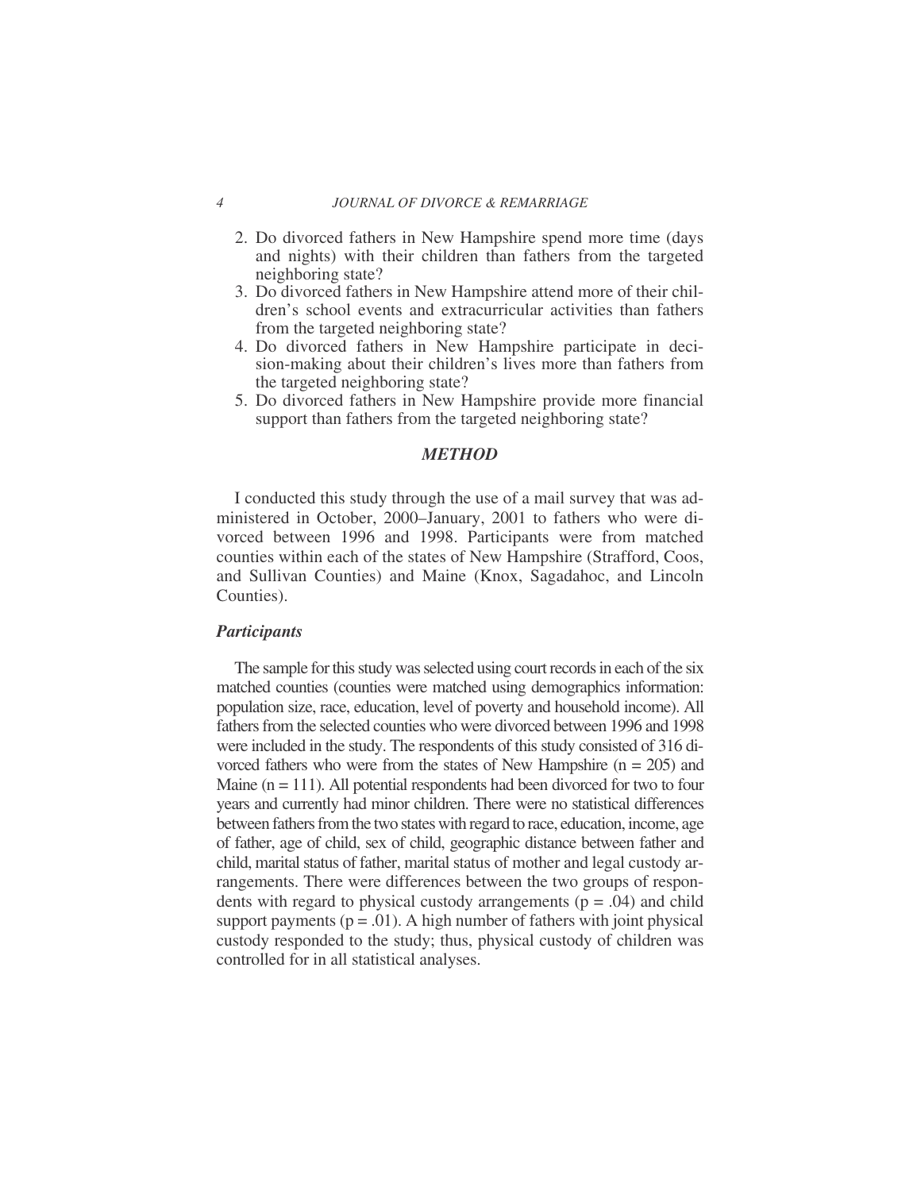2. Do divorced fathers in New Hampshire spend more time (days and nights) with their children than fathers from the targeted neighboring state?
3. Do divorced fathers in New Hampshire attend more of their children's school events and extracurricular activities than fathers from the targeted neighboring state?
4. Do divorced fathers in New Hampshire participate in decision-making about their children's lives more than fathers from the targeted neighboring state?
5. Do divorced fathers in New Hampshire provide more financial support than fathers from the targeted neighboring state?

## *METHOD*

I conducted this study through the use of a mail survey that was administered in October, 2000–January, 2001 to fathers who were divorced between 1996 and 1998. Participants were from matched counties within each of the states of New Hampshire (Strafford, Coos, and Sullivan Counties) and Maine (Knox, Sagadahoc, and Lincoln Counties).

### *Participants*

The sample for this study was selected using court records in each of the six matched counties (counties were matched using demographics information: population size, race, education, level of poverty and household income). All fathers from the selected counties who were divorced between 1996 and 1998 were included in the study. The respondents of this study consisted of 316 divorced fathers who were from the states of New Hampshire ($n = 205$) and Maine ($n = 111$). All potential respondents had been divorced for two to four years and currently had minor children. There were no statistical differences between fathers from the two states with regard to race, education, income, age of father, age of child, sex of child, geographic distance between father and child, marital status of father, marital status of mother and legal custody arrangements. There were differences between the two groups of respondents with regard to physical custody arrangements ($p = .04$) and child support payments ($p = .01$). A high number of fathers with joint physical custody responded to the study; thus, physical custody of children was controlled for in all statistical analyses.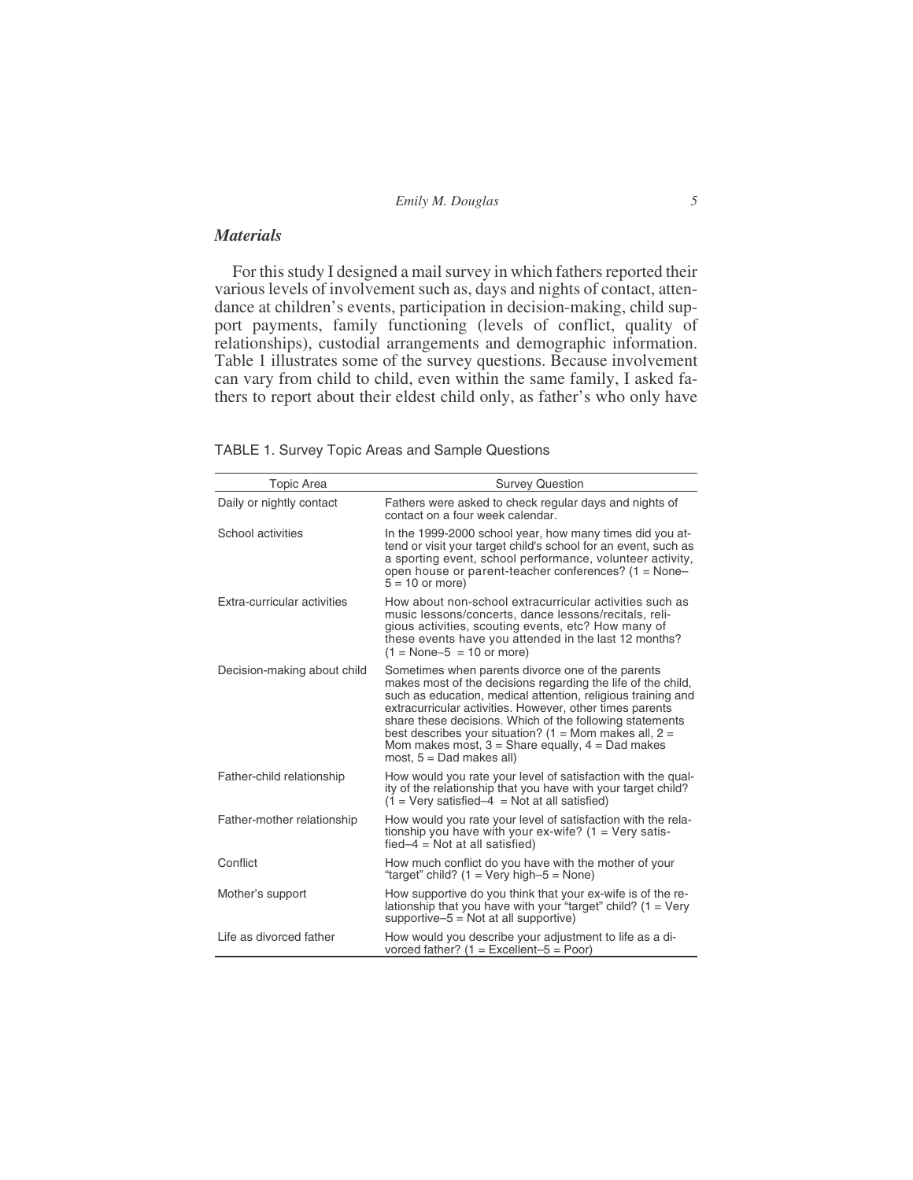### *Materials*

For this study I designed a mail survey in which fathers reported their various levels of involvement such as, days and nights of contact, attendance at children's events, participation in decision-making, child support payments, family functioning (levels of conflict, quality of relationships), custodial arrangements and demographic information. Table 1 illustrates some of the survey questions. Because involvement can vary from child to child, even within the same family, I asked fathers to report about their eldest child only, as father's who only have

TABLE 1. Survey Topic Areas and Sample Questions

| Topic Area | Survey Question |
|---|---|
| Daily or nightly contact | Fathers were asked to check regular days and nights of contact on a four week calendar. |
| School activities | In the 1999-2000 school year, how many times did you attend or visit your target child's school for an event, such as a sporting event, school performance, volunteer activity, open house or parent-teacher conferences? (1 = None–5 = 10 or more) |
| Extra-curricular activities | How about non-school extracurricular activities such as music lessons/concerts, dance lessons/recitals, religious activities, scouting events, etc? How many of these events have you attended in the last 12 months? (1 = None–5 = 10 or more) |
| Decision-making about child | Sometimes when parents divorce one of the parents makes most of the decisions regarding the life of the child, such as education, medical attention, religious training and extracurricular activities. However, other times parents share these decisions. Which of the following statements best describes your situation? (1 = Mom makes all, 2 = Mom makes most, 3 = Share equally, 4 = Dad makes most, 5 = Dad makes all) |
| Father-child relationship | How would you rate your level of satisfaction with the quality of the relationship that you have with your target child? (1 = Very satisfied–4 = Not at all satisfied) |
| Father-mother relationship | How would you rate your level of satisfaction with the relationship you have with your ex-wife? (1 = Very satisfied–4 = Not at all satisfied) |
| Conflict | How much conflict do you have with the mother of your "target" child? (1 = Very high–5 = None) |
| Mother's support | How supportive do you think that your ex-wife is of the relationship that you have with your "target" child? (1 = Very supportive–5 = Not at all supportive) |
| Life as divorced father | How would you describe your adjustment to life as a divorced father? (1 = Excellent–5 = Poor) |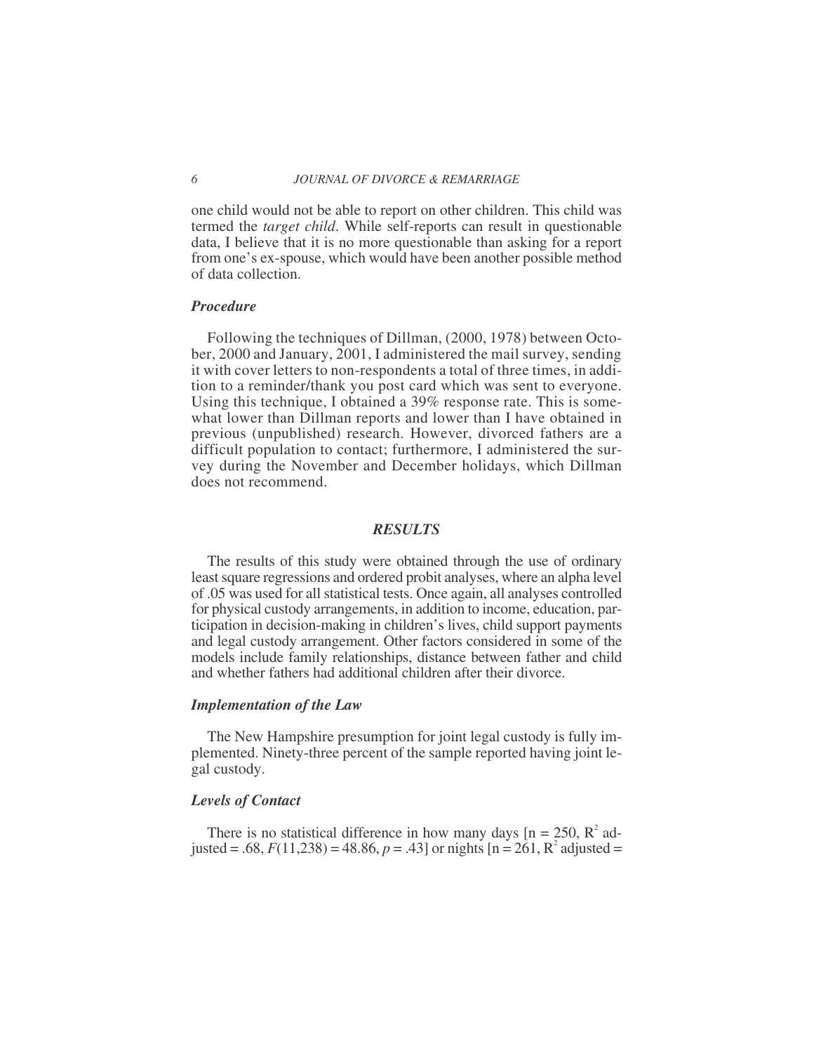one child would not be able to report on other children. This child was termed the *target child*. While self-reports can result in questionable data, I believe that it is no more questionable than asking for a report from one's ex-spouse, which would have been another possible method of data collection.

### *Procedure*

Following the techniques of Dillman, (2000, 1978) between October, 2000 and January, 2001, I administered the mail survey, sending it with cover letters to non-respondents a total of three times, in addition to a reminder/thank you post card which was sent to everyone. Using this technique, I obtained a 39% response rate. This is somewhat lower than Dillman reports and lower than I have obtained in previous (unpublished) research. However, divorced fathers are a difficult population to contact; furthermore, I administered the survey during the November and December holidays, which Dillman does not recommend.

## *RESULTS*

The results of this study were obtained through the use of ordinary least square regressions and ordered probit analyses, where an alpha level of .05 was used for all statistical tests. Once again, all analyses controlled for physical custody arrangements, in addition to income, education, participation in decision-making in children's lives, child support payments and legal custody arrangement. Other factors considered in some of the models include family relationships, distance between father and child and whether fathers had additional children after their divorce.

### *Implementation of the Law*

The New Hampshire presumption for joint legal custody is fully implemented. Ninety-three percent of the sample reported having joint legal custody.

### *Levels of Contact*

There is no statistical difference in how many days [$n = 250$, $R^2$ adjusted = .68, $F(11,238) = 48.86$, $p = .43$] or nights [$n = 261$, $R^2$ adjusted =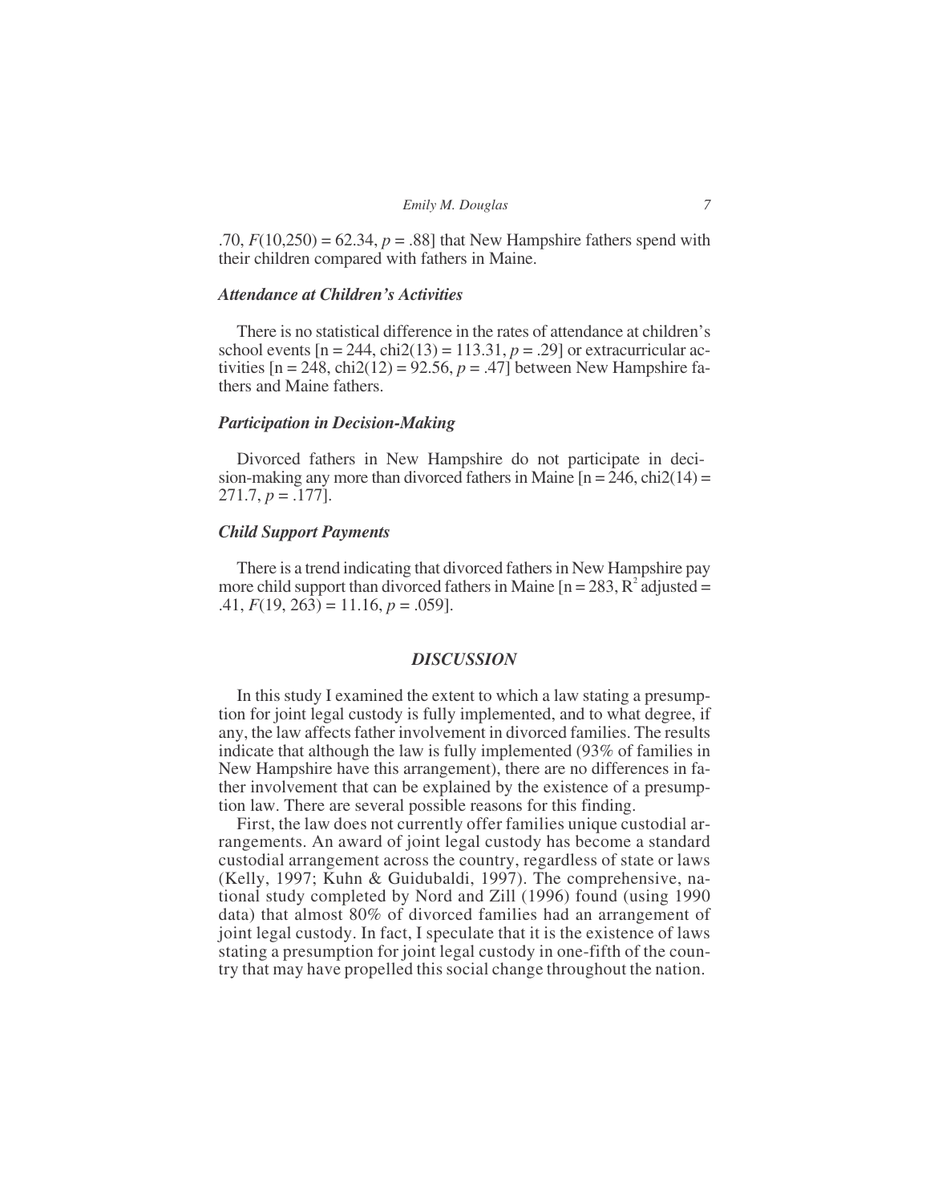.70, $F(10,250) = 62.34$, $p = .88$] that New Hampshire fathers spend with their children compared with fathers in Maine.

### *Attendance at Children's Activities*

There is no statistical difference in the rates of attendance at children's school events [n = 244, chi2(13) = 113.31, $p = .29$] or extracurricular activities [n = 248, chi2(12) = 92.56, $p = .47$] between New Hampshire fathers and Maine fathers.

### *Participation in Decision-Making*

Divorced fathers in New Hampshire do not participate in decision-making any more than divorced fathers in Maine [n = 246, chi2(14) = 271.7, $p = .177$].

### *Child Support Payments*

There is a trend indicating that divorced fathers in New Hampshire pay more child support than divorced fathers in Maine [n = 283, $R^2$ adjusted = .41, $F(19, 263) = 11.16$, $p = .059$].

## *DISCUSSION*

In this study I examined the extent to which a law stating a presumption for joint legal custody is fully implemented, and to what degree, if any, the law affects father involvement in divorced families. The results indicate that although the law is fully implemented (93% of families in New Hampshire have this arrangement), there are no differences in father involvement that can be explained by the existence of a presumption law. There are several possible reasons for this finding.

First, the law does not currently offer families unique custodial arrangements. An award of joint legal custody has become a standard custodial arrangement across the country, regardless of state or laws (Kelly, 1997; Kuhn & Guidubaldi, 1997). The comprehensive, national study completed by Nord and Zill (1996) found (using 1990 data) that almost 80% of divorced families had an arrangement of joint legal custody. In fact, I speculate that it is the existence of laws stating a presumption for joint legal custody in one-fifth of the country that may have propelled this social change throughout the nation.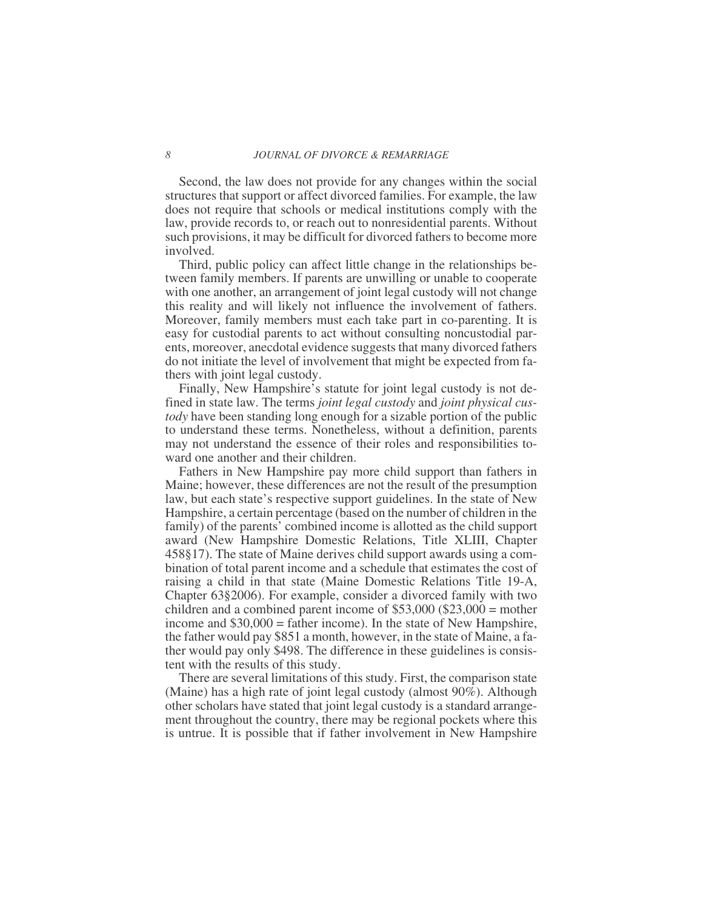Second, the law does not provide for any changes within the social structures that support or affect divorced families. For example, the law does not require that schools or medical institutions comply with the law, provide records to, or reach out to nonresidential parents. Without such provisions, it may be difficult for divorced fathers to become more involved.

Third, public policy can affect little change in the relationships between family members. If parents are unwilling or unable to cooperate with one another, an arrangement of joint legal custody will not change this reality and will likely not influence the involvement of fathers. Moreover, family members must each take part in co-parenting. It is easy for custodial parents to act without consulting noncustodial parents, moreover, anecdotal evidence suggests that many divorced fathers do not initiate the level of involvement that might be expected from fathers with joint legal custody.

Finally, New Hampshire's statute for joint legal custody is not defined in state law. The terms *joint legal custody* and *joint physical custody* have been standing long enough for a sizable portion of the public to understand these terms. Nonetheless, without a definition, parents may not understand the essence of their roles and responsibilities toward one another and their children.

Fathers in New Hampshire pay more child support than fathers in Maine; however, these differences are not the result of the presumption law, but each state's respective support guidelines. In the state of New Hampshire, a certain percentage (based on the number of children in the family) of the parents' combined income is allotted as the child support award (New Hampshire Domestic Relations, Title XLIII, Chapter 458§17). The state of Maine derives child support awards using a combination of total parent income and a schedule that estimates the cost of raising a child in that state (Maine Domestic Relations Title 19-A, Chapter 63§2006). For example, consider a divorced family with two children and a combined parent income of $53,000 ($23,000 = mother income and $30,000 = father income). In the state of New Hampshire, the father would pay $851 a month, however, in the state of Maine, a father would pay only $498. The difference in these guidelines is consistent with the results of this study.

There are several limitations of this study. First, the comparison state (Maine) has a high rate of joint legal custody (almost 90%). Although other scholars have stated that joint legal custody is a standard arrangement throughout the country, there may be regional pockets where this is untrue. It is possible that if father involvement in New Hampshire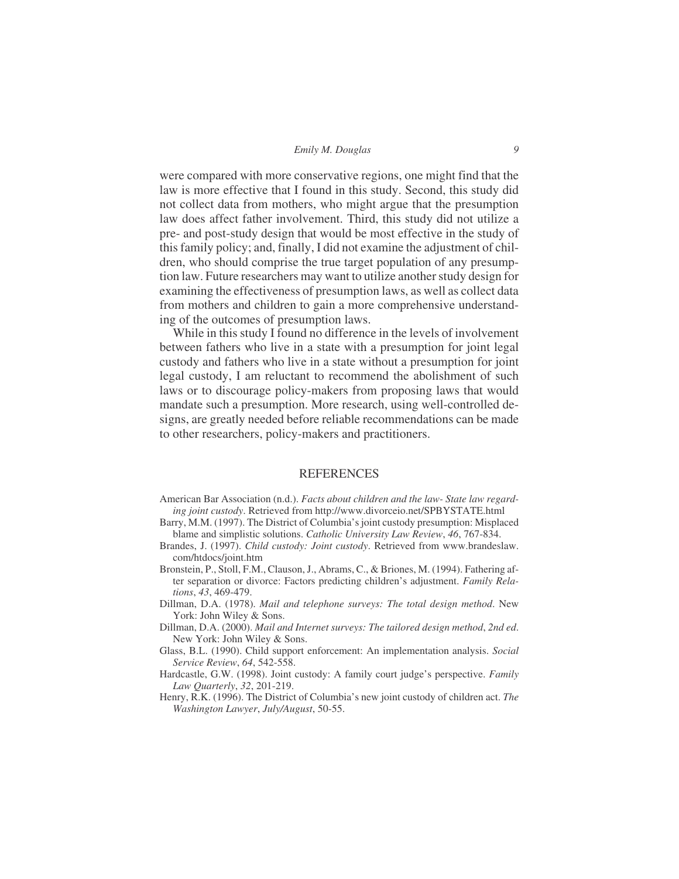were compared with more conservative regions, one might find that the law is more effective that I found in this study. Second, this study did not collect data from mothers, who might argue that the presumption law does affect father involvement. Third, this study did not utilize a pre- and post-study design that would be most effective in the study of this family policy; and, finally, I did not examine the adjustment of children, who should comprise the true target population of any presumption law. Future researchers may want to utilize another study design for examining the effectiveness of presumption laws, as well as collect data from mothers and children to gain a more comprehensive understanding of the outcomes of presumption laws.

While in this study I found no difference in the levels of involvement between fathers who live in a state with a presumption for joint legal custody and fathers who live in a state without a presumption for joint legal custody, I am reluctant to recommend the abolishment of such laws or to discourage policy-makers from proposing laws that would mandate such a presumption. More research, using well-controlled designs, are greatly needed before reliable recommendations can be made to other researchers, policy-makers and practitioners.

## REFERENCES

American Bar Association (n.d.). *Facts about children and the law- State law regarding joint custody*. Retrieved from http://www.divorceio.net/SPBYSTATE.html

Barry, M.M. (1997). The District of Columbia's joint custody presumption: Misplaced blame and simplistic solutions. *Catholic University Law Review*, *46*, 767-834.

Brandes, J. (1997). *Child custody: Joint custody*. Retrieved from www.brandeslaw.com/htdocs/joint.htm

Bronstein, P., Stoll, F.M., Clauson, J., Abrams, C., & Briones, M. (1994). Fathering after separation or divorce: Factors predicting children's adjustment. *Family Relations*, *43*, 469-479.

Dillman, D.A. (1978). *Mail and telephone surveys: The total design method*. New York: John Wiley & Sons.

Dillman, D.A. (2000). *Mail and Internet surveys: The tailored design method*, *2nd ed*. New York: John Wiley & Sons.

Glass, B.L. (1990). Child support enforcement: An implementation analysis. *Social Service Review*, *64*, 542-558.

Hardcastle, G.W. (1998). Joint custody: A family court judge's perspective. *Family Law Quarterly*, *32*, 201-219.

Henry, R.K. (1996). The District of Columbia's new joint custody of children act. *The Washington Lawyer*, *July/August*, 50-55.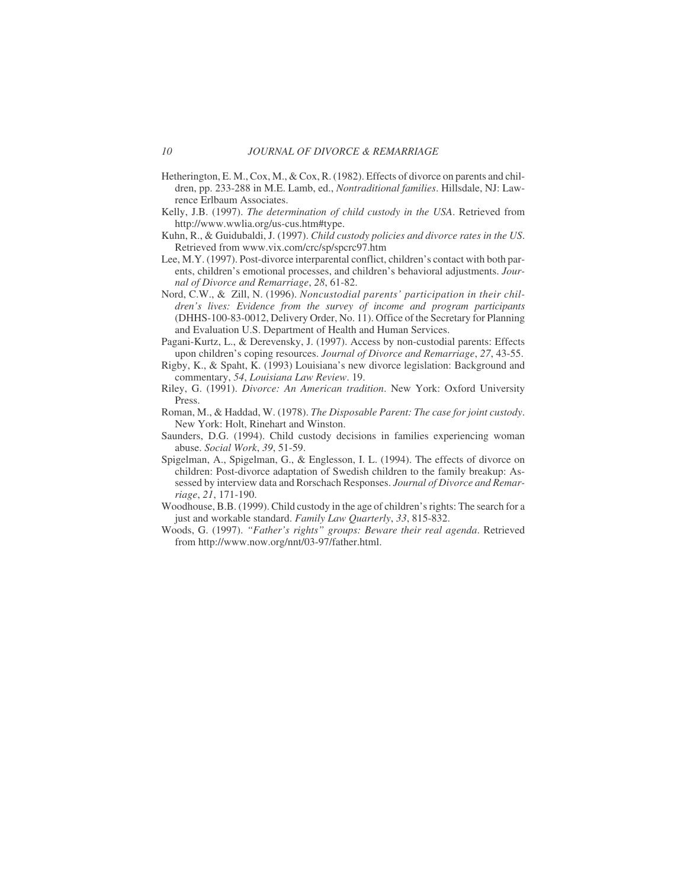Hetherington, E. M., Cox, M., & Cox, R. (1982). Effects of divorce on parents and children, pp. 233-288 in M.E. Lamb, ed., *Nontraditional families*. Hillsdale, NJ: Lawrence Erlbaum Associates.

Kelly, J.B. (1997). *The determination of child custody in the USA*. Retrieved from http://www.wwlia.org/us-cus.htm#type.

Kuhn, R., & Guidubaldi, J. (1997). *Child custody policies and divorce rates in the US*. Retrieved from www.vix.com/crc/sp/spcrc97.htm

Lee, M.Y. (1997). Post-divorce interparental conflict, children's contact with both parents, children's emotional processes, and children's behavioral adjustments. *Journal of Divorce and Remarriage*, *28*, 61-82.

Nord, C.W., & Zill, N. (1996). *Noncustodial parents' participation in their children's lives: Evidence from the survey of income and program participants* (DHHS-100-83-0012, Delivery Order, No. 11). Office of the Secretary for Planning and Evaluation U.S. Department of Health and Human Services.

Pagani-Kurtz, L., & Derevensky, J. (1997). Access by non-custodial parents: Effects upon children's coping resources. *Journal of Divorce and Remarriage*, *27*, 43-55.

Rigby, K., & Spaht, K. (1993) Louisiana's new divorce legislation: Background and commentary, *54*, *Louisiana Law Review*. 19.

Riley, G. (1991). *Divorce: An American tradition*. New York: Oxford University Press.

Roman, M., & Haddad, W. (1978). *The Disposable Parent: The case for joint custody*. New York: Holt, Rinehart and Winston.

Saunders, D.G. (1994). Child custody decisions in families experiencing woman abuse. *Social Work*, *39*, 51-59.

Spigelman, A., Spigelman, G., & Englesson, I. L. (1994). The effects of divorce on children: Post-divorce adaptation of Swedish children to the family breakup: Assessed by interview data and Rorschach Responses. *Journal of Divorce and Remarriage*, *21*, 171-190.

Woodhouse, B.B. (1999). Child custody in the age of children's rights: The search for a just and workable standard. *Family Law Quarterly*, *33*, 815-832.

Woods, G. (1997). *"Father's rights" groups: Beware their real agenda*. Retrieved from http://www.now.org/nnt/03-97/father.html.